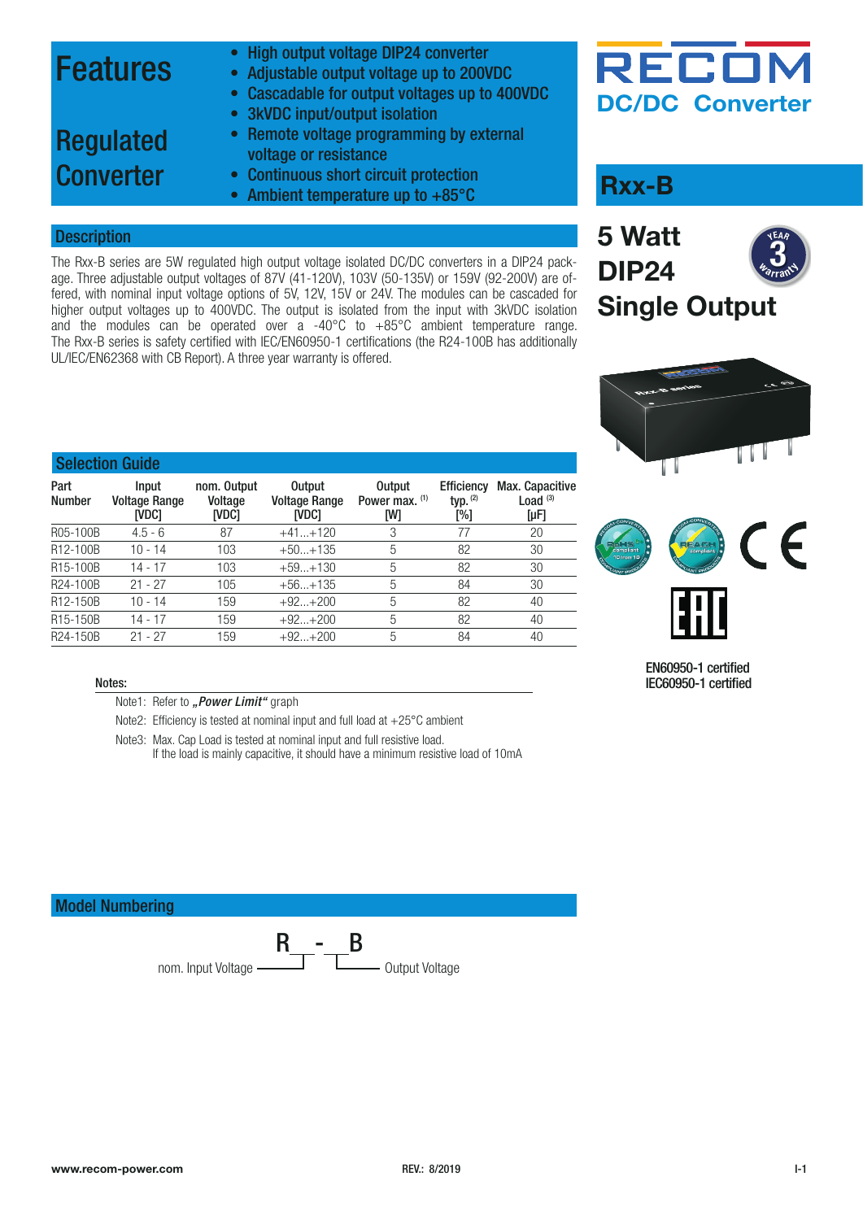# Features

## Regulated Converter

- High output voltage DIP24 converter
- Adjustable output voltage up to 200VDC
- Cascadable for output voltages up to 400VDC
- 3kVDC input/output isolation
- Remote voltage programming by external voltage or resistance
- Continuous short circuit protection
- Ambient temperature up to +85°C

RECOM

DC/DC Converter

# Rxx-B

**5 Watt**
**DIP24**
**Single Output**

## Description

The Rxx-B series are 5W regulated high output voltage isolated DC/DC converters in a DIP24 package. Three adjustable output voltages of 87V (41-120V), 103V (50-135V) or 159V (92-200V) are offered, with nominal input voltage options of 5V, 12V, 15V or 24V. The modules can be cascaded for higher output voltages up to 400VDC. The output is isolated from the input with 3kVDC isolation and the modules can be operated over a -40°C to +85°C ambient temperature range. The Rxx-B series is safety certified with IEC/EN60950-1 certifications (the R24-100B has additionally UL/IEC/EN62368 with CB Report). A three year warranty is offered.

## Selection Guide

| Part Number | Input Voltage Range [VDC] | nom. Output Voltage [VDC] | Output Voltage Range [VDC] | Output Power max. (1) [W] | Efficiency typ. (2) [%] | Max. Capacitive Load (3) [µF] |
|---|---|---|---|---|---|---|
| R05-100B | 4.5 - 6 | 87 | +41...+120 | 3 | 77 | 20 |
| R12-100B | 10 - 14 | 103 | +50...+135 | 5 | 82 | 30 |
| R15-100B | 14 - 17 | 103 | +59...+130 | 5 | 82 | 30 |
| R24-100B | 21 - 27 | 105 | +56...+135 | 5 | 84 | 30 |
| R12-150B | 10 - 14 | 159 | +92...+200 | 5 | 82 | 40 |
| R15-150B | 14 - 17 | 159 | +92...+200 | 5 | 82 | 40 |
| R24-150B | 21 - 27 | 159 | +92...+200 | 5 | 84 | 40 |

EN60950-1 certified
IEC60950-1 certified

Notes:

Note1: Refer to ***„Power Limit“*** graph

Note2: Efficiency is tested at nominal input and full load at +25°C ambient

Note3: Max. Cap Load is tested at nominal input and full resistive load.
If the load is mainly capacitive, it should have a minimum resistive load of 10mA

## Model Numbering

R__-__B

nom. Input Voltage — Output Voltage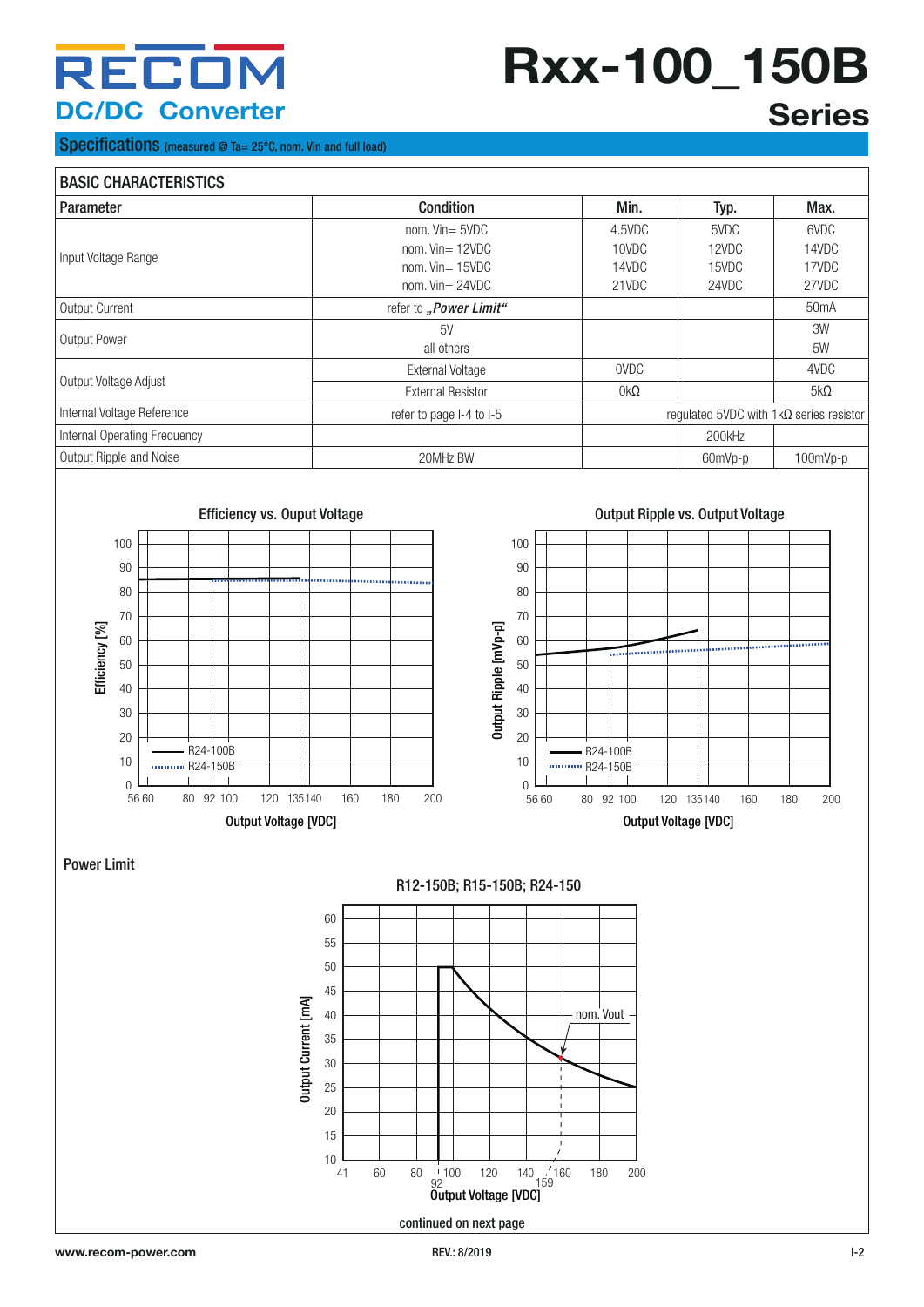## Specifications (measured @ Ta= 25°C, nom. Vin and full load)

| BASIC CHARACTERISTICS | | | | |
|---|---|---|---|---|
| **Parameter** | **Condition** | **Min.** | **Typ.** | **Max.** |
| Input Voltage Range | nom. Vin= 5VDC<br>nom. Vin= 12VDC<br>nom. Vin= 15VDC<br>nom. Vin= 24VDC | 4.5VDC<br>10VDC<br>14VDC<br>21VDC | 5VDC<br>12VDC<br>15VDC<br>24VDC | 6VDC<br>14VDC<br>17VDC<br>27VDC |
| Output Current | refer to ***„Power Limit“*** | | | 50mA |
| Output Power | 5V<br>all others | | | 3W<br>5W |
| Output Voltage Adjust | External Voltage | 0VDC | | 4VDC |
| | External Resistor | 0kΩ | | 5kΩ |
| Internal Voltage Reference | refer to page I-4 to I-5 | regulated 5VDC with 1kΩ series resistor | | |
| Internal Operating Frequency | | | 200kHz | |
| Output Ripple and Noise | 20MHz BW | | 60mVp-p | 100mVp-p |

**Efficiency vs. Ouput Voltage**

**Output Ripple vs. Output Voltage**

### Power Limit

**R12-150B; R15-150B; R24-150**

continued on next page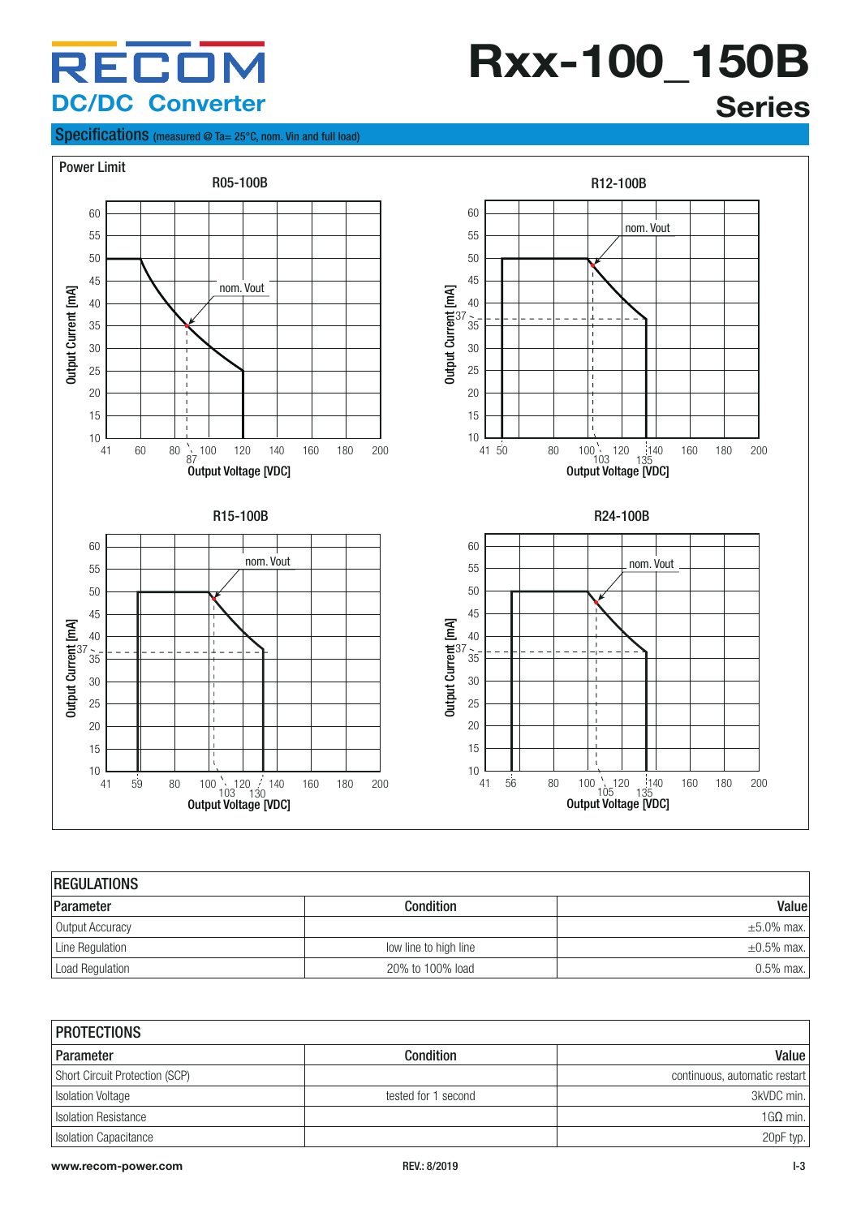## Specifications (measured @ Ta= 25°C, nom. Vin and full load)

### Power Limit

R05-100B

R12-100B

R15-100B

R24-100B

| REGULATIONS | | |
|---|---|---|
| **Parameter** | **Condition** | **Value** |
| Output Accuracy | | ±5.0% max. |
| Line Regulation | low line to high line | ±0.5% max. |
| Load Regulation | 20% to 100% load | 0.5% max. |

| PROTECTIONS | | |
|---|---|---|
| **Parameter** | **Condition** | **Value** |
| Short Circuit Protection (SCP) | | continuous, automatic restart |
| Isolation Voltage | tested for 1 second | 3kVDC min. |
| Isolation Resistance | | 1GΩ min. |
| Isolation Capacitance | | 20pF typ. |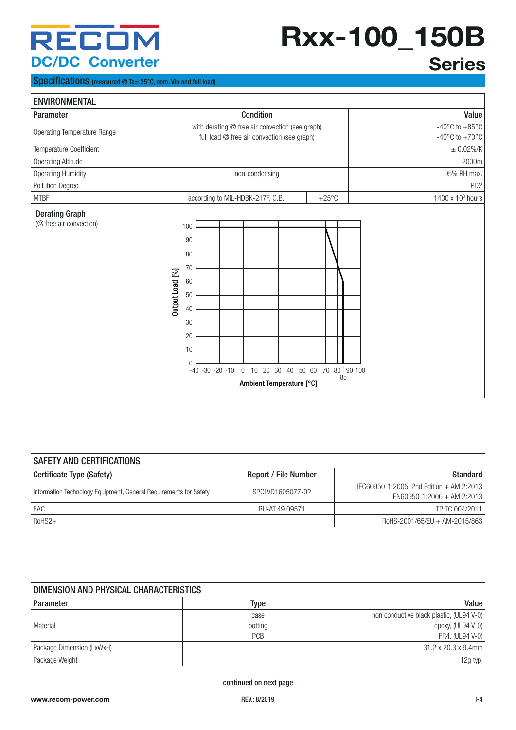# Rxx-100_150B Series

## Specifications (measured @ Ta= 25°C, nom. Vin and full load)

### ENVIRONMENTAL

| Parameter | Condition | | Value |
|---|---|---|---|
| Operating Temperature Range | with derating @ free air convection (see graph)<br>full load @ free air convection (see graph) | | -40°C to +85°C<br>-40°C to +70°C |
| Temperature Coefficient | | | ± 0.02%/K |
| Operating Altitude | | | 2000m |
| Operating Humidity | non-condensing | | 95% RH max. |
| Pollution Degree | | | PD2 |
| MTBF | according to MIL-HDBK-217F, G.B. | +25°C | 1400 x $10^3$ hours |

**Derating Graph**
(@ free air convection)

Output Load [%] vs. Ambient Temperature [°C]: 100% from -40°C to 70°C, derating linearly to 60% at 85°C.

### SAFETY AND CERTIFICATIONS

| Certificate Type (Safety) | Report / File Number | Standard |
|---|---|---|
| Information Technology Equipment, General Requirements for Safety | SPCLVD1605077-02 | IEC60950-1:2005, 2nd Edition + AM 2:2013<br>EN60950-1:2006 + AM 2:2013 |
| EAC | RU-AT.49.09571 | TP TC 004/2011 |
| RoHS2+ | | RoHS-2001/65/EU + AM-2015/863 |

### DIMENSION AND PHYSICAL CHARACTERISTICS

| Parameter | Type | Value |
|---|---|---|
| Material | case<br>potting<br>PCB | non conductive black plastic, (UL94 V-0)<br>epoxy, (UL94 V-0)<br>FR4, (UL94 V-0) |
| Package Dimension (LxWxH) | | 31.2 x 20.3 x 9.4mm |
| Package Weight | | 12g typ. |

continued on next page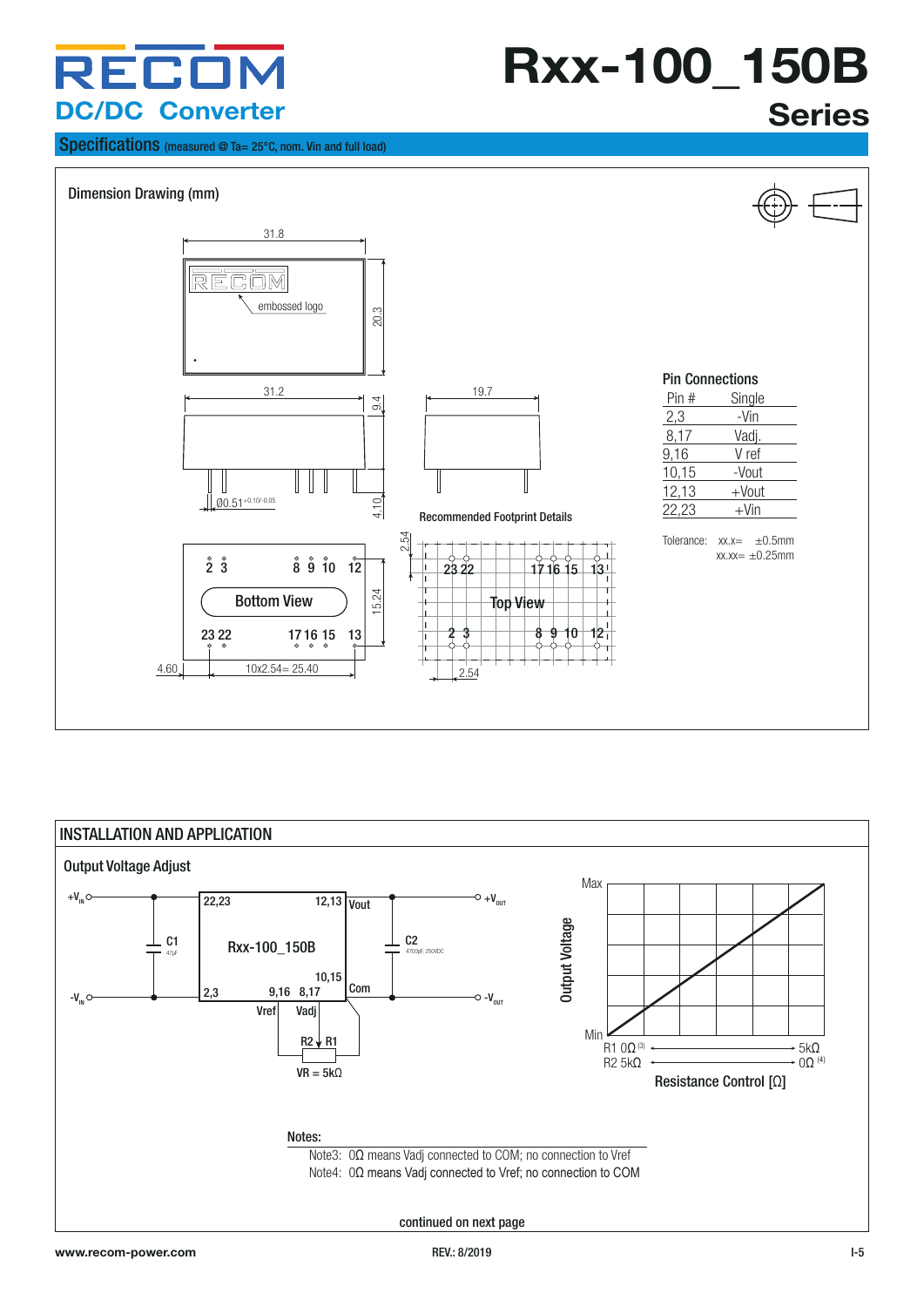# Rxx-100_150B Series

## Specifications (measured @ Ta= 25°C, nom. Vin and full load)

### Dimension Drawing (mm)

31.8
20.3
embossed logo
31.2
9.4
19.7
Ø0.51 +0.10/-0.05
4.10
Recommended Footprint Details
2.54
2 3 8 9 10 12
Bottom View
23 22 17 16 15 13
15.24
4.60
10x2.54= 25.40
23 22 17 16 15 13
Top View
2 3 8 9 10 12
2.54

**Pin Connections**

| Pin # | Single |
|---|---|
| 2,3 | -Vin |
| 8,17 | Vadj. |
| 9,16 | V ref |
| 10,15 | -Vout |
| 12,13 | +Vout |
| 22,23 | +Vin |

Tolerance: xx.x= ±0.5mm
xx.xx= ±0.25mm

## INSTALLATION AND APPLICATION

### Output Voltage Adjust

$+V_{IN}$, $-V_{IN}$, C1 47µF, Rxx-100_150B, 22,23, 12,13, Vout, 2,3, 9,16, 8,17, 10,15, Com, Vref, Vadj, R2, R1, VR = 5kΩ, C2 4700pF, 250VDC, $+V_{OUT}$, $-V_{OUT}$

Output Voltage (Min – Max) vs. Resistance Control [Ω]
R1 0Ω [3] ⟷ 5kΩ
R2 5kΩ ⟷ 0Ω [4]

**Notes:**

Note3: 0Ω means Vadj connected to COM; no connection to Vref
Note4: 0Ω means Vadj connected to Vref; no connection to COM

continued on next page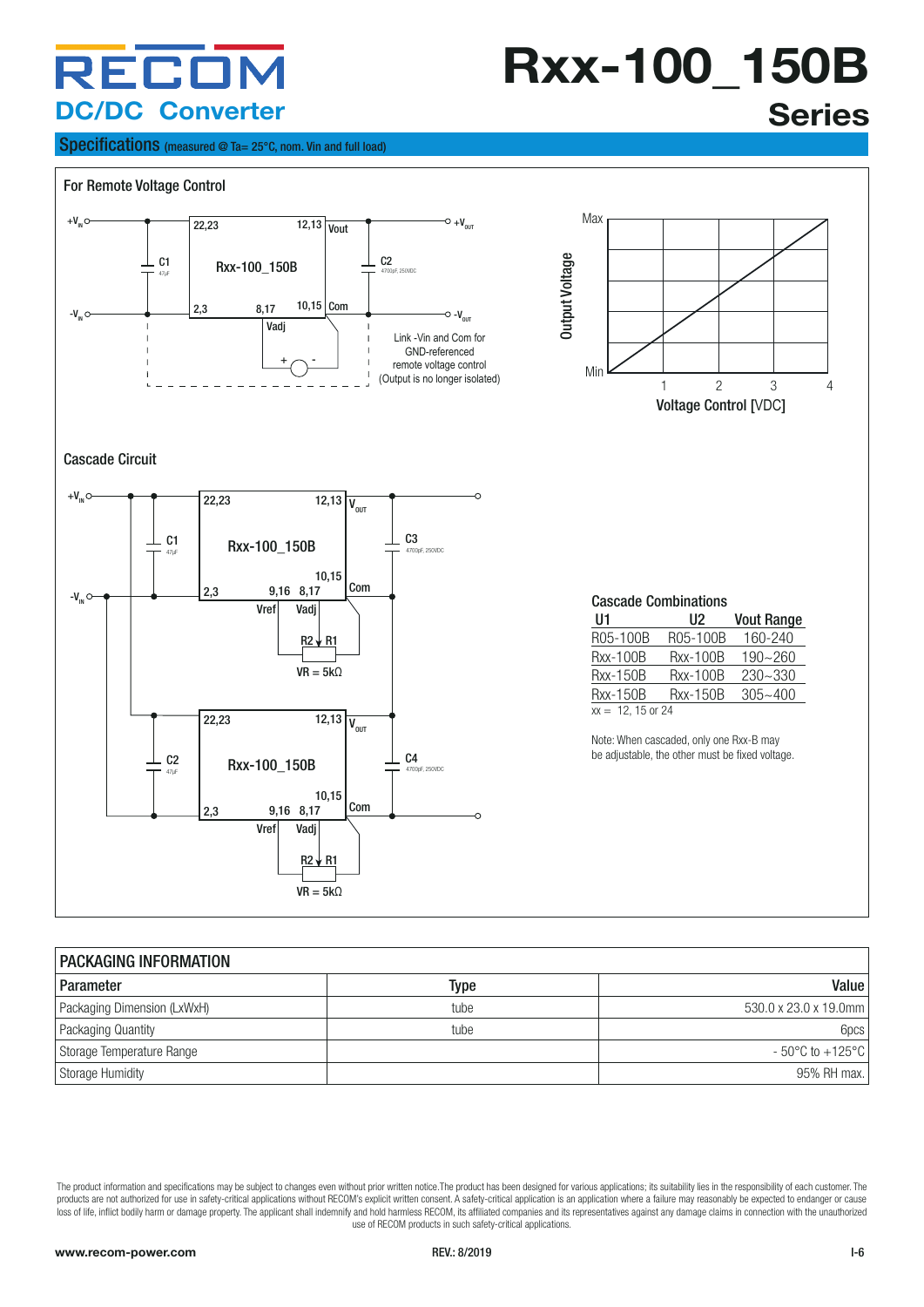# Rxx-100_150B Series

RECOM DC/DC Converter

## Specifications (measured @ Ta= 25°C, nom. Vin and full load)

### For Remote Voltage Control

+VIN
-VIN
C1
47µF
22,23
12,13
Vout
2,3
8,17
10,15
Com
Rxx-100_150B
Vadj
C2
4700pF, 250VDC
+VOUT
-VOUT
Link -Vin and Com for GND-referenced remote voltage control (Output is no longer isolated)

Max
Min
Output Voltage
1
2
3
4
Voltage Control [VDC]

### Cascade Circuit

+VIN
-VIN
C1
47µF
C2
47µF
22,23
12,13
VOUT
2,3
9,16
8,17
10,15
Com
Rxx-100_150B
Vref
Vadj
R2
R1
VR = 5kΩ
C3
4700pF, 250VDC
C4
4700pF, 250VDC

### Cascade Combinations

| U1 | U2 | Vout Range |
|---|---|---|
| R05-100B | R05-100B | 160-240 |
| Rxx-100B | Rxx-100B | 190~260 |
| Rxx-150B | Rxx-100B | 230~330 |
| Rxx-150B | Rxx-150B | 305~400 |

xx = 12, 15 or 24

Note: When cascaded, only one Rxx-B may be adjustable, the other must be fixed voltage.

## PACKAGING INFORMATION

| Parameter | Type | Value |
|---|---|---|
| Packaging Dimension (LxWxH) | tube | 530.0 x 23.0 x 19.0mm |
| Packaging Quantity | tube | 6pcs |
| Storage Temperature Range | | - 50°C to +125°C |
| Storage Humidity | | 95% RH max. |

The product information and specifications may be subject to changes even without prior written notice. The product has been designed for various applications; its suitability lies in the responsibility of each customer. The products are not authorized for use in safety-critical applications without RECOM's explicit written consent. A safety-critical application is an application where a failure may reasonably be expected to endanger or cause loss of life, inflict bodily harm or damage property. The applicant shall indemnify and hold harmless RECOM, its affiliated companies and its representatives against any damage claims in connection with the unauthorized use of RECOM products in such safety-critical applications.

www.recom-power.com REV.: 8/2019